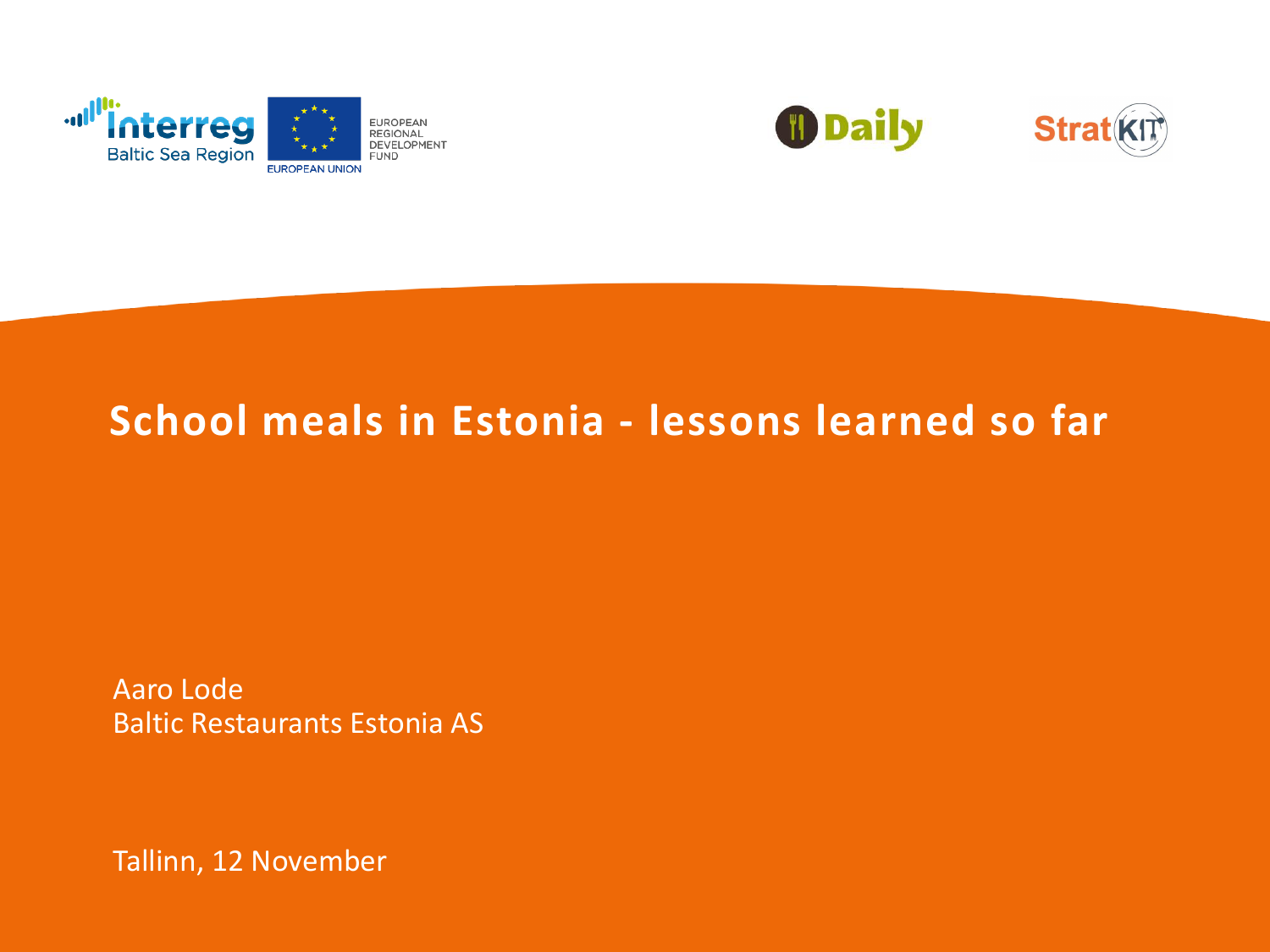# School meals in Estonia - lessons learned so far

Aaro Lode
Baltic Restaurants Estonia AS

Tallinn, 12 November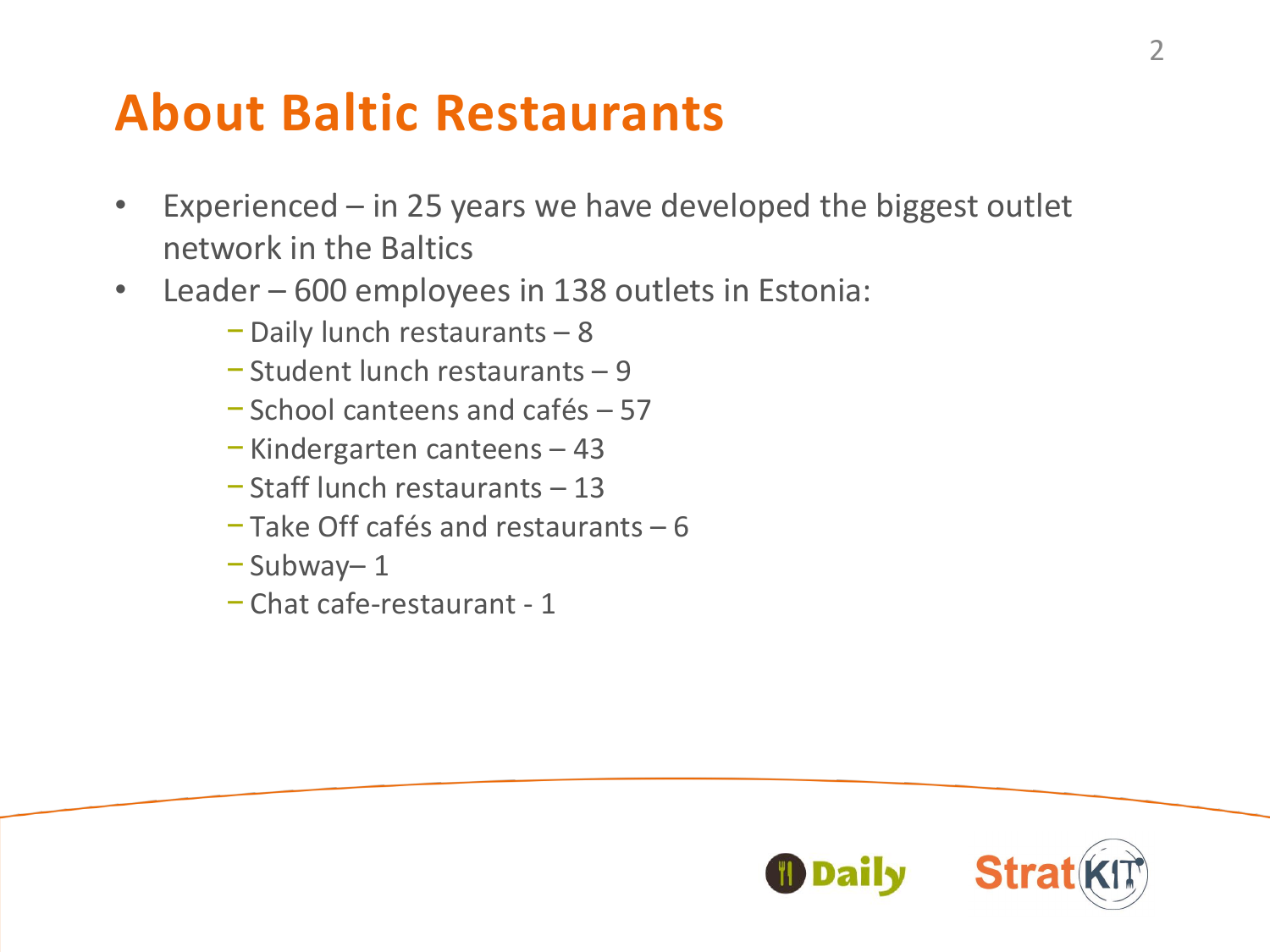# About Baltic Restaurants

- Experienced – in 25 years we have developed the biggest outlet network in the Baltics
- Leader – 600 employees in 138 outlets in Estonia:
    - Daily lunch restaurants – 8
    - Student lunch restaurants – 9
    - School canteens and cafés – 57
    - Kindergarten canteens – 43
    - Staff lunch restaurants – 13
    - Take Off cafés and restaurants – 6
    - Subway– 1
    - Chat cafe-restaurant - 1

Daily StratKIT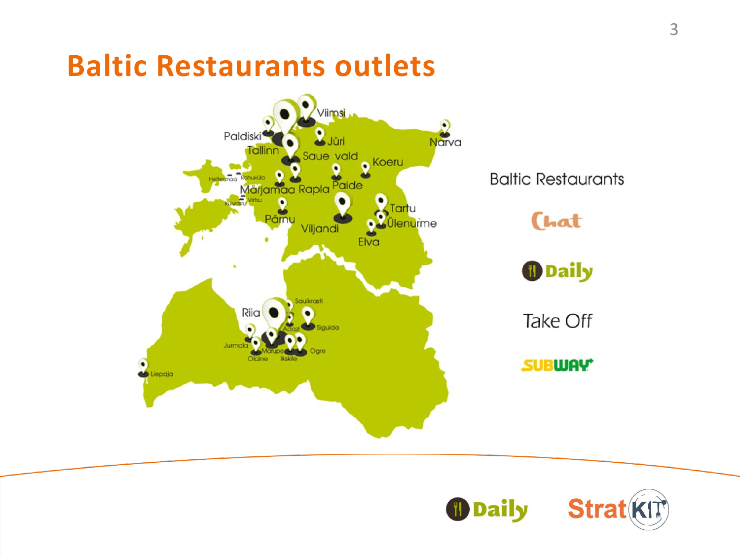# Baltic Restaurants outlets

Viimsi, Paldiski, Tallinn, Jüri, Narva, Saue vald, Koeru, Heltermaa, Rohuküla, Märjamaa, Rapla, Paide, Virtsu, Kuivastu, Pärnu, Viljandi, Tartu, Ülenurme, Elva, Saulkrasti, Riia, Adazi, Sigulda, Jurmala, Marupe, Ogre, Olaine, Ikskile, Liepaja

Baltic Restaurants

Chat

Daily

Take Off

SUBWAY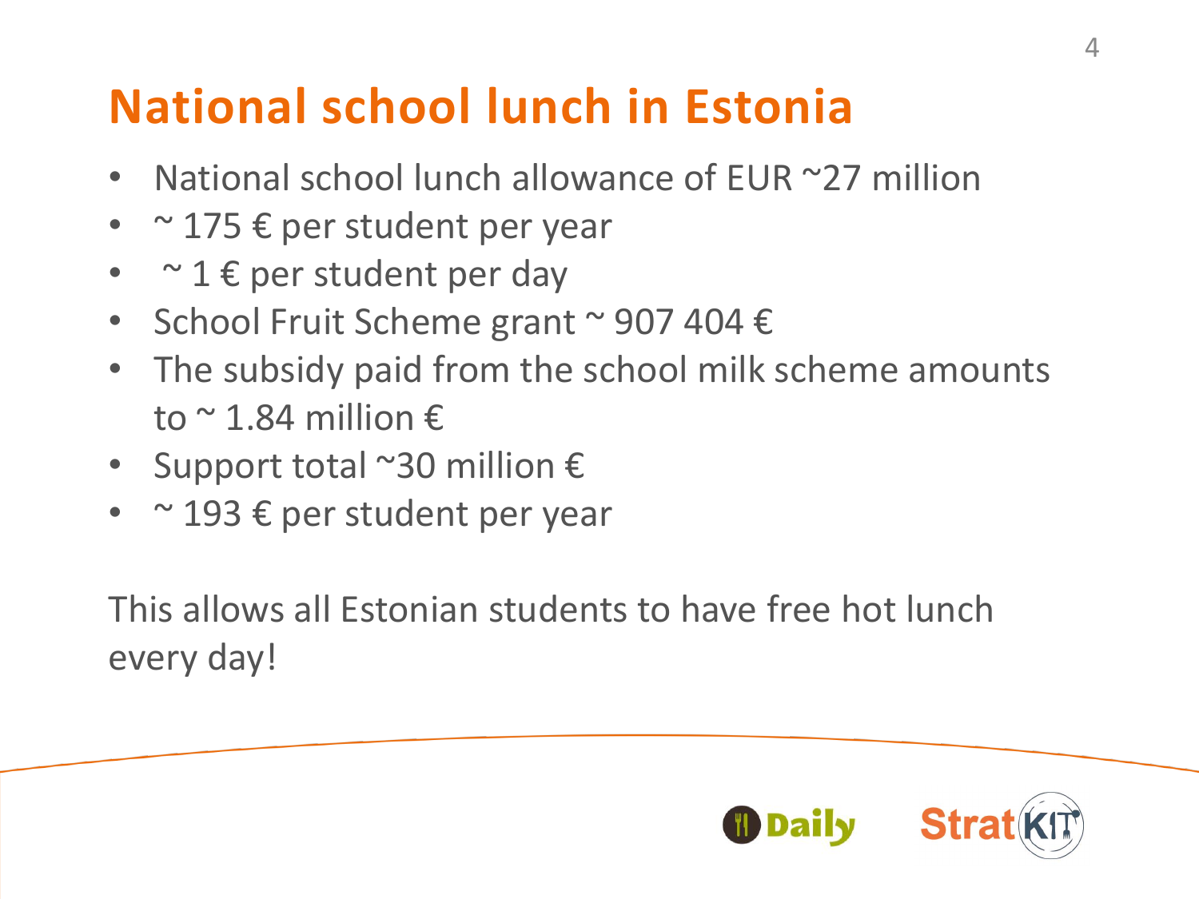# National school lunch in Estonia

- National school lunch allowance of EUR ~27 million
- ~ 175 € per student per year
- ~ 1 € per student per day
- School Fruit Scheme grant ~ 907 404 €
- The subsidy paid from the school milk scheme amounts to ~ 1.84 million €
- Support total ~30 million €
- ~ 193 € per student per year

This allows all Estonian students to have free hot lunch every day!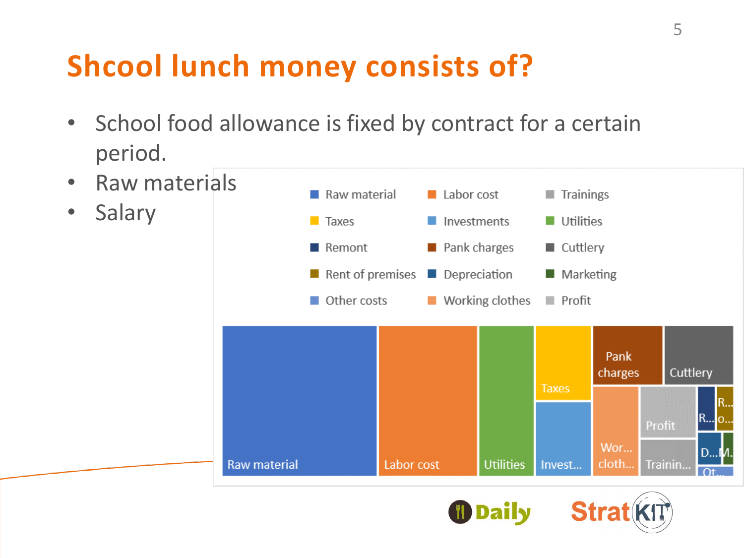# Shcool lunch money consists of?

- School food allowance is fixed by contract for a certain period.
- Raw materials
- Salary

Raw material | Labor cost | Trainings | Taxes | Investments | Utilities | Remont | Pank charges | Cuttlery | Rent of premises | Depreciation | Marketing | Other costs | Working clothes | Profit

Raw material | Labor cost | Utilities | Taxes | Invest... | Pank charges | Cuttlery | Wor... cloth... | Profit | Trainin... | R... | R... o... | D... | M. | Ot...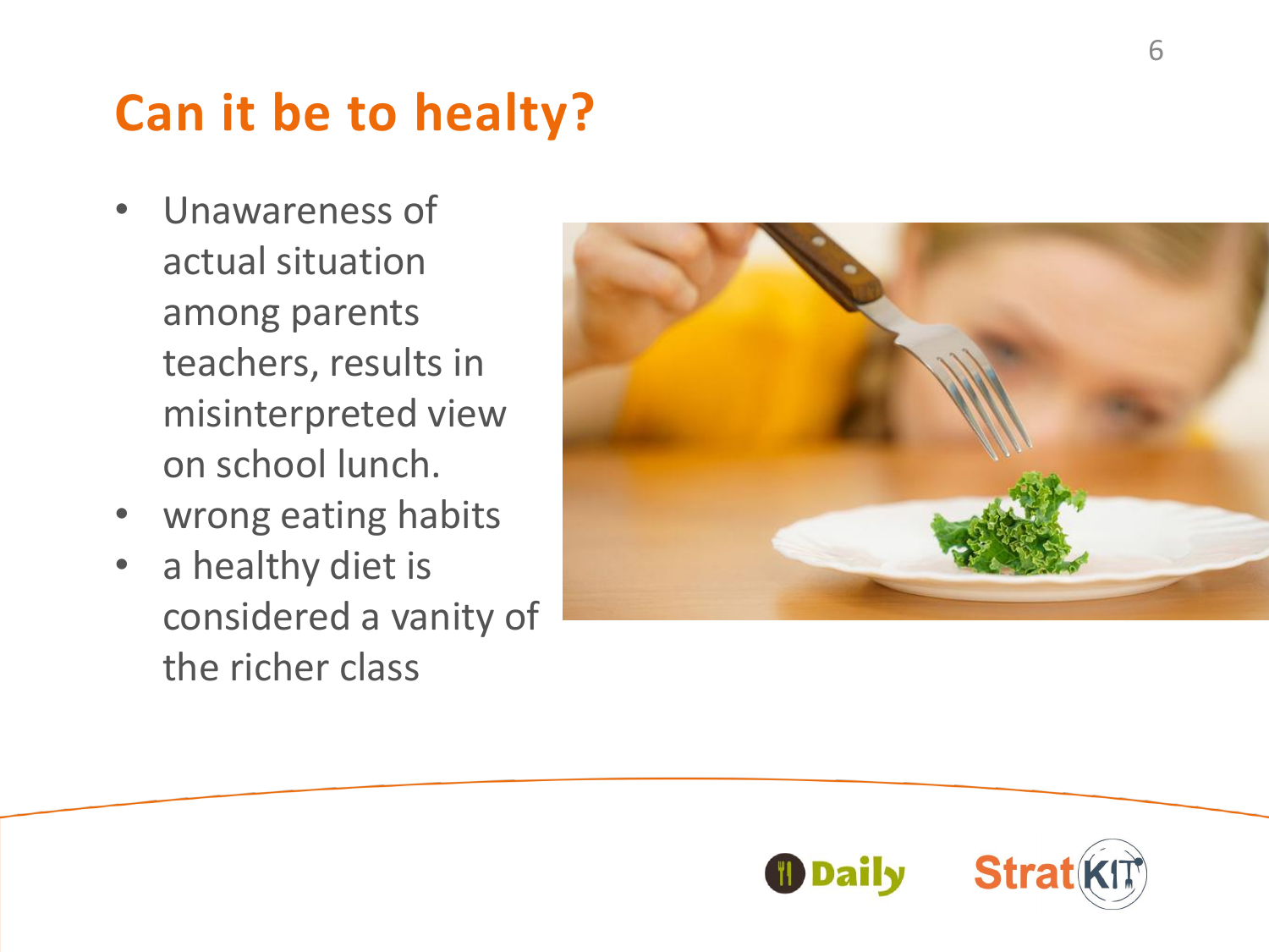# Can it be to healty?

- Unawareness of actual situation among parents teachers, results in misinterpreted view on school lunch.
- wrong eating habits
- a healthy diet is considered a vanity of the richer class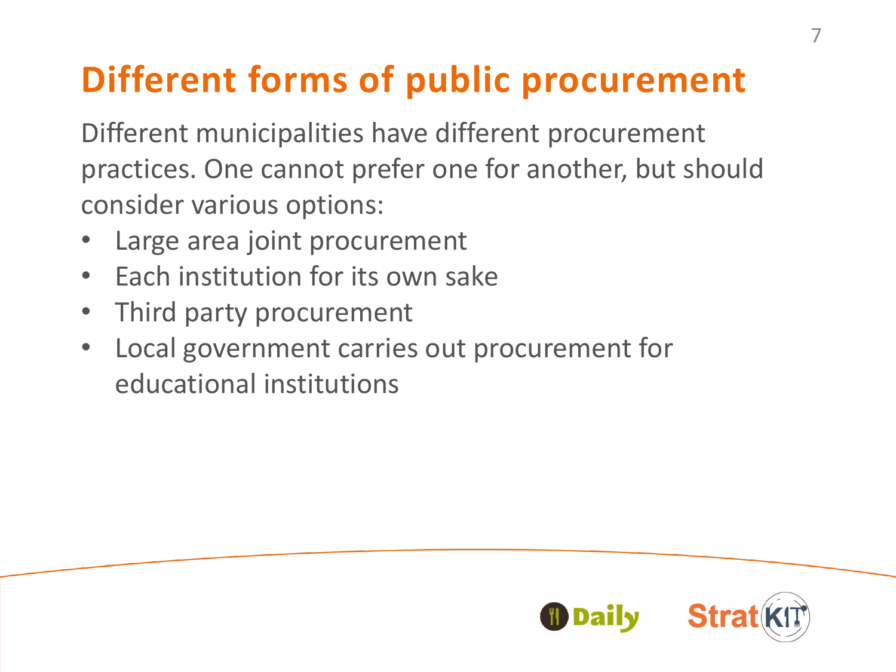# Different forms of public procurement

Different municipalities have different procurement practices. One cannot prefer one for another, but should consider various options:

- Large area joint procurement
- Each institution for its own sake
- Third party procurement
- Local government carries out procurement for educational institutions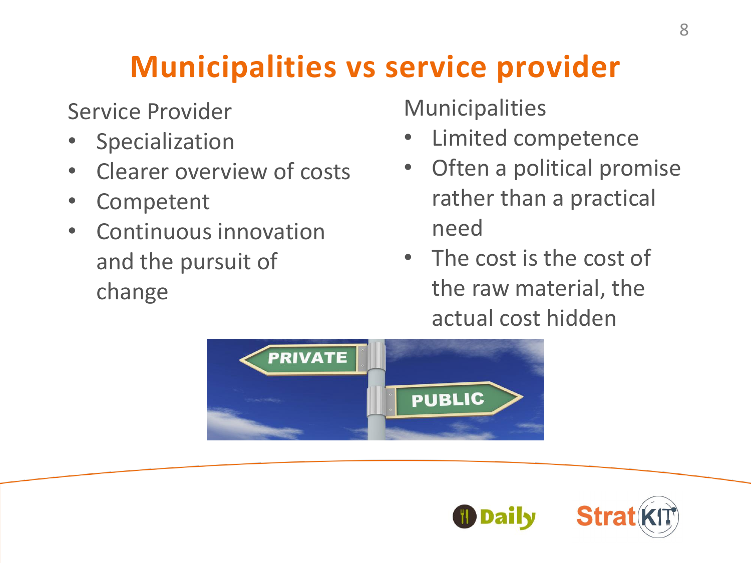# Municipalities vs service provider

Service Provider

- Specialization
- Clearer overview of costs
- Competent
- Continuous innovation and the pursuit of change

Municipalities

- Limited competence
- Often a political promise rather than a practical need
- The cost is the cost of the raw material, the actual cost hidden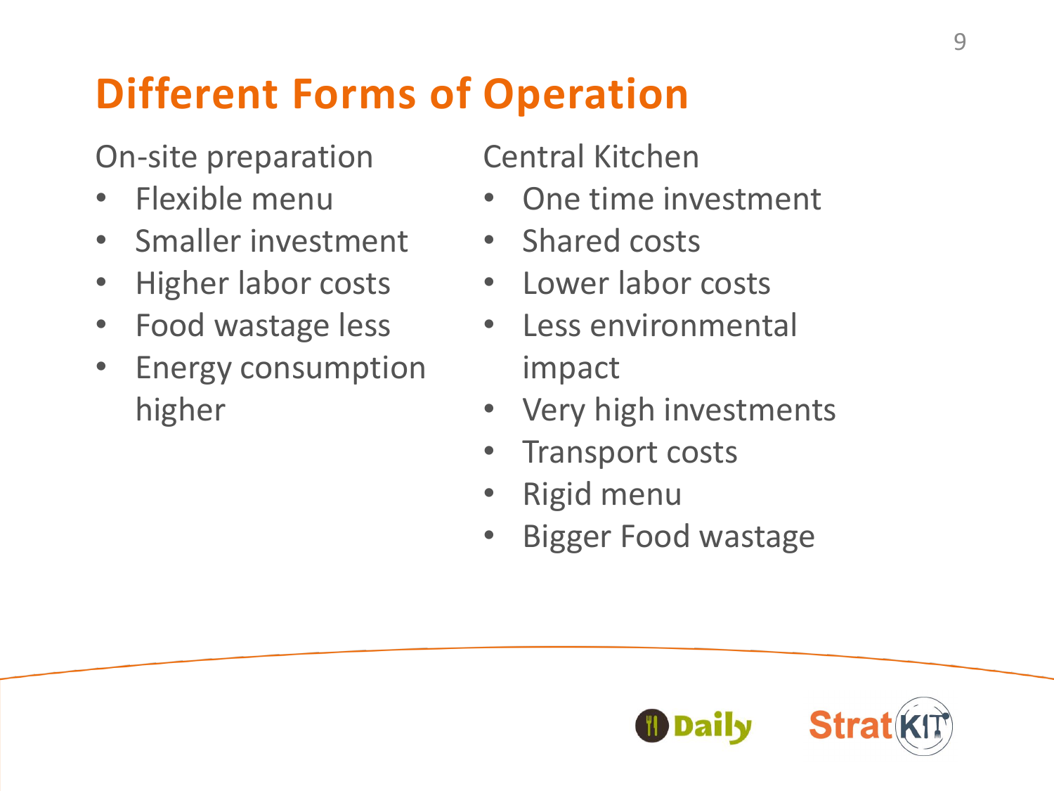# Different Forms of Operation

On-site preparation

- Flexible menu
- Smaller investment
- Higher labor costs
- Food wastage less
- Energy consumption higher

Central Kitchen

- One time investment
- Shared costs
- Lower labor costs
- Less environmental impact
- Very high investments
- Transport costs
- Rigid menu
- Bigger Food wastage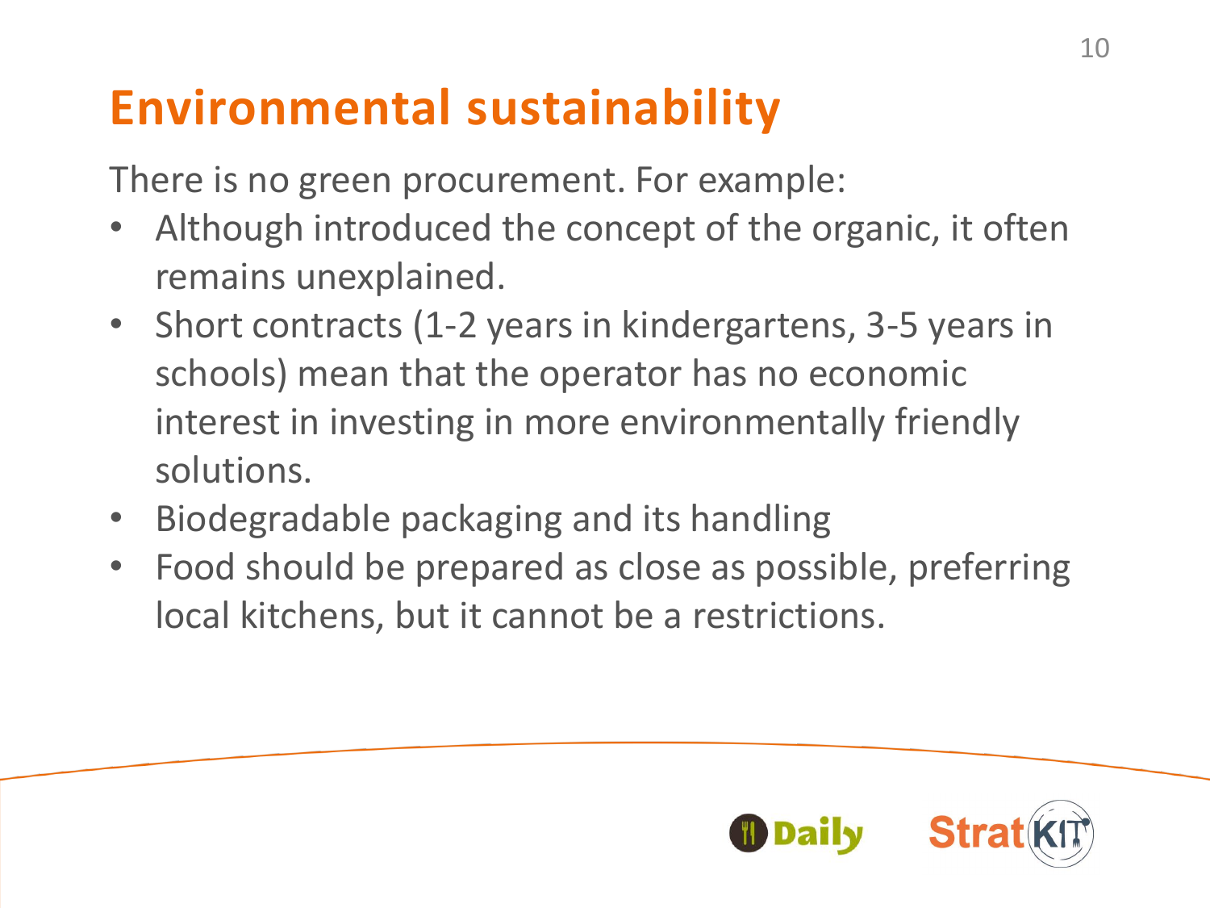# Environmental sustainability

There is no green procurement. For example:

- Although introduced the concept of the organic, it often remains unexplained.
- Short contracts (1-2 years in kindergartens, 3-5 years in schools) mean that the operator has no economic interest in investing in more environmentally friendly solutions.
- Biodegradable packaging and its handling
- Food should be prepared as close as possible, preferring local kitchens, but it cannot be a restrictions.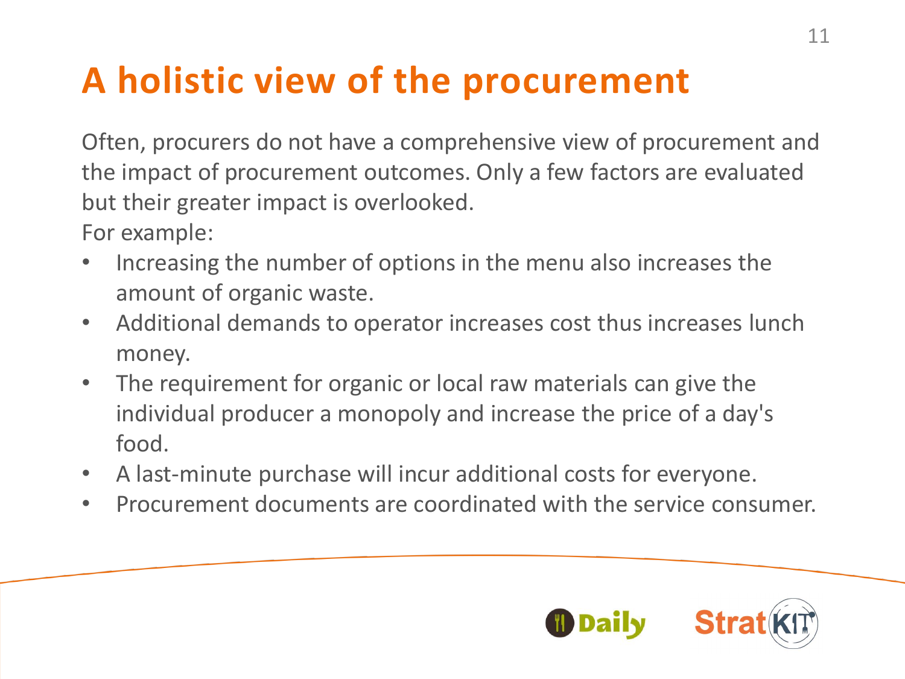# A holistic view of the procurement

Often, procurers do not have a comprehensive view of procurement and the impact of procurement outcomes. Only a few factors are evaluated but their greater impact is overlooked.
For example:

- Increasing the number of options in the menu also increases the amount of organic waste.
- Additional demands to operator increases cost thus increases lunch money.
- The requirement for organic or local raw materials can give the individual producer a monopoly and increase the price of a day's food.
- A last-minute purchase will incur additional costs for everyone.
- Procurement documents are coordinated with the service consumer.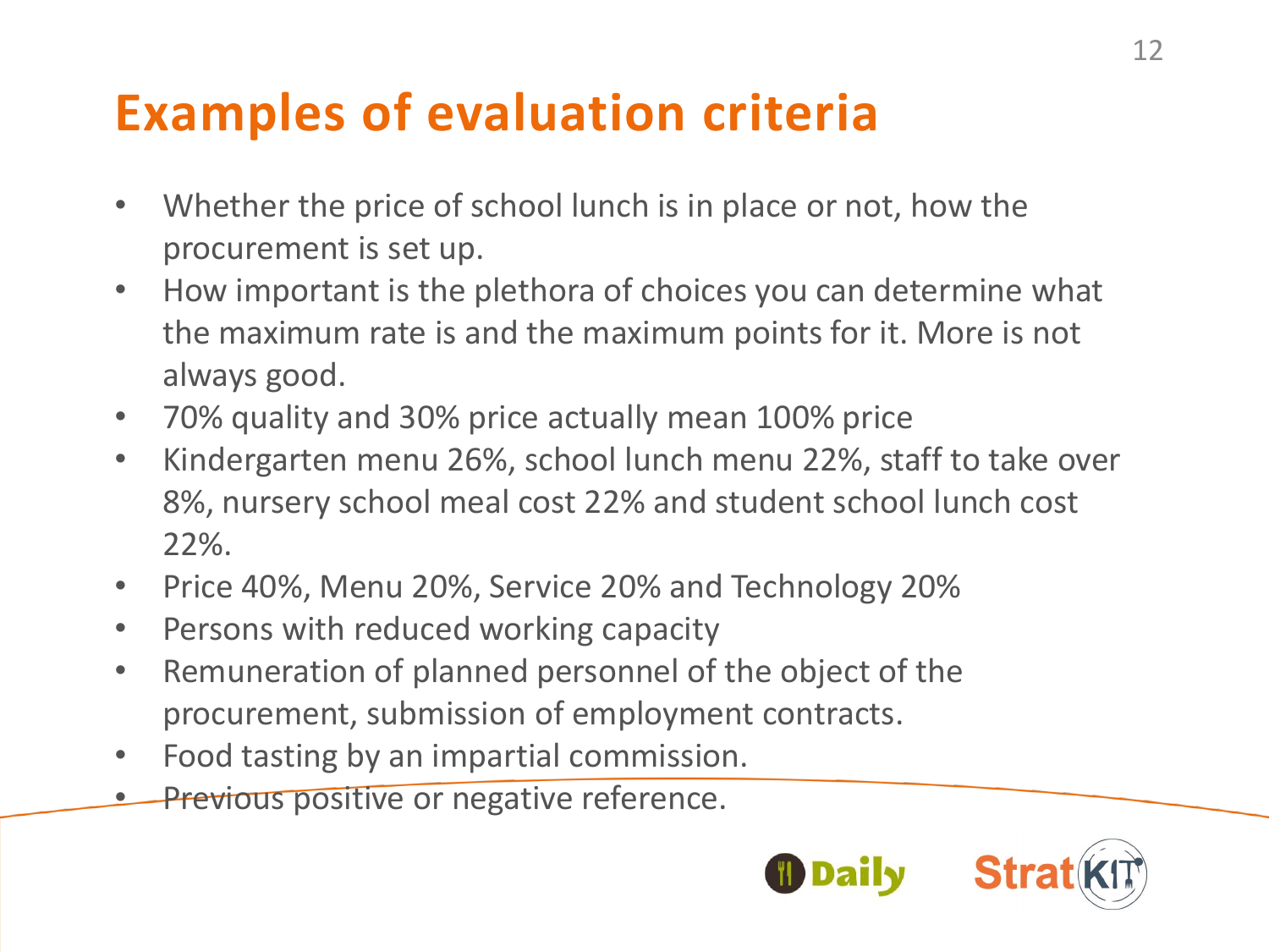# Examples of evaluation criteria

- Whether the price of school lunch is in place or not, how the procurement is set up.
- How important is the plethora of choices you can determine what the maximum rate is and the maximum points for it. More is not always good.
- 70% quality and 30% price actually mean 100% price
- Kindergarten menu 26%, school lunch menu 22%, staff to take over 8%, nursery school meal cost 22% and student school lunch cost 22%.
- Price 40%, Menu 20%, Service 20% and Technology 20%
- Persons with reduced working capacity
- Remuneration of planned personnel of the object of the procurement, submission of employment contracts.
- Food tasting by an impartial commission.
- Previous positive or negative reference.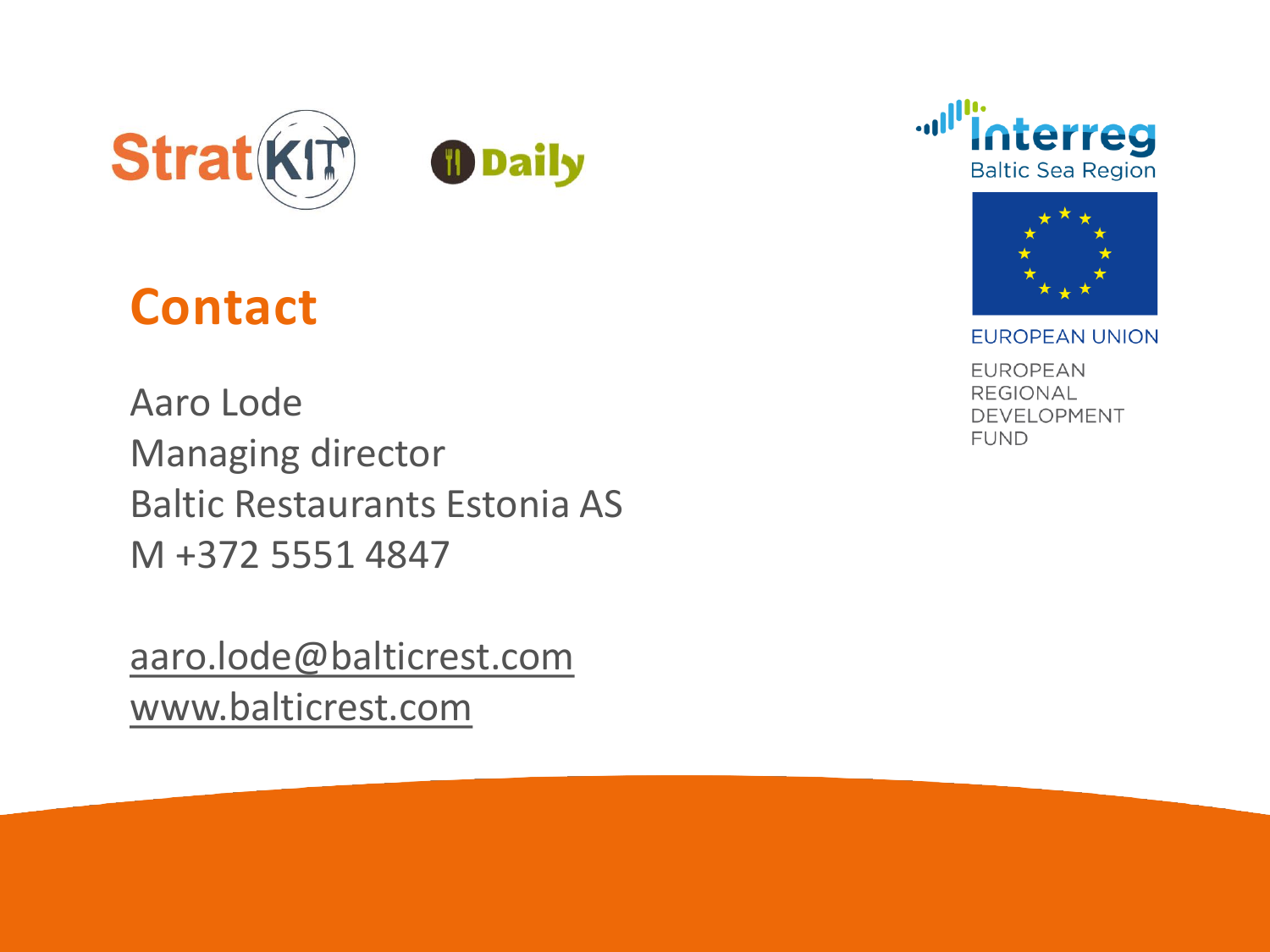StratKIT Daily

Interreg
Baltic Sea Region

EUROPEAN UNION
EUROPEAN REGIONAL DEVELOPMENT FUND

# Contact

Aaro Lode
Managing director
Baltic Restaurants Estonia AS
M +372 5551 4847

aaro.lode@balticrest.com
www.balticrest.com